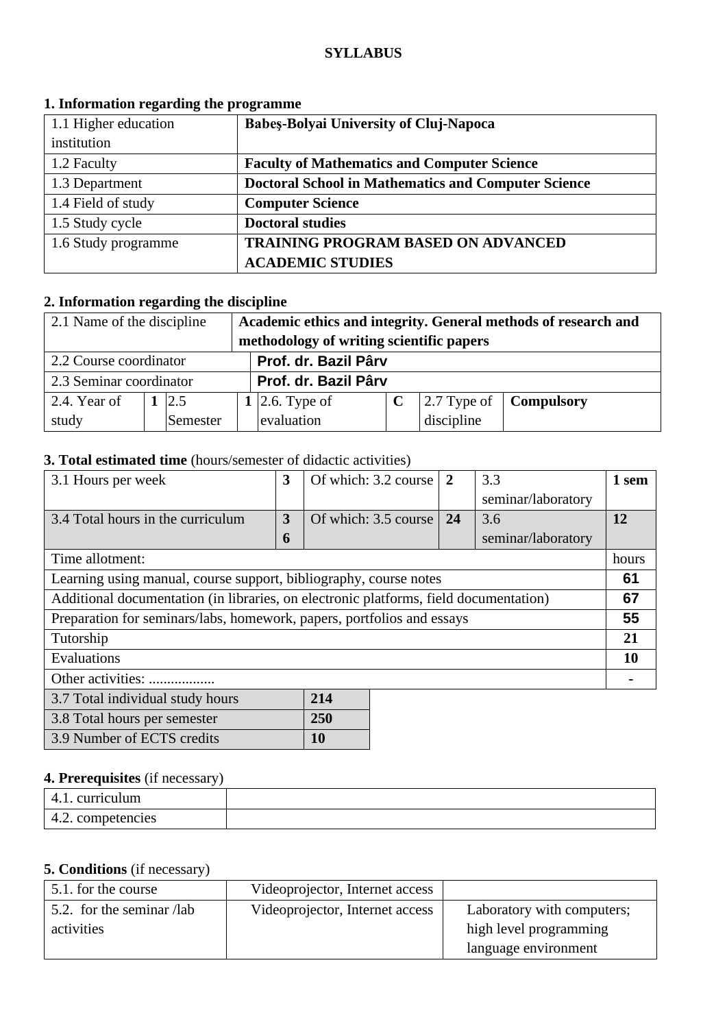**SYLLABUS**

## 1. Information regarding the programme

| | |
|---|---|
| 1.1 Higher education institution | **Babeş-Bolyai University of Cluj-Napoca** |
| 1.2 Faculty | **Faculty of Mathematics and Computer Science** |
| 1.3 Department | **Doctoral School in Mathematics and Computer Science** |
| 1.4 Field of study | **Computer Science** |
| 1.5 Study cycle | **Doctoral studies** |
| 1.6 Study programme | **TRAINING PROGRAM BASED ON ADVANCED ACADEMIC STUDIES** |

## 2. Information regarding the discipline

| | | | | | | | |
|---|---|---|---|---|---|---|---|
| 2.1 Name of the discipline | **Academic ethics and integrity. General methods of research and methodology of writing scientific papers** | | | | | | |
| 2.2 Course coordinator | **Prof. dr. Bazil Pârv** | | | | | | |
| 2.3 Seminar coordinator | **Prof. dr. Bazil Pârv** | | | | | | |
| 2.4. Year of study | **1** | 2.5 Semester | **1** | 2.6. Type of evaluation | **C** | 2.7 Type of discipline | **Compulsory** |

## 3. Total estimated time (hours/semester of didactic activities)

| | | | | | |
|---|---|---|---|---|---|
| 3.1 Hours per week | **3** | Of which: 3.2 course | **2** | 3.3 seminar/laboratory | **1 sem** |
| 3.4 Total hours in the curriculum | **36** | Of which: 3.5 course | **24** | 3.6 seminar/laboratory | **12** |

| Time allotment: | hours |
|---|---|
| Learning using manual, course support, bibliography, course notes | **61** |
| Additional documentation (in libraries, on electronic platforms, field documentation) | **67** |
| Preparation for seminars/labs, homework, papers, portfolios and essays | **55** |
| Tutorship | **21** |
| Evaluations | **10** |
| Other activities: .................. | **-** |

| | |
|---|---|
| 3.7 Total individual study hours | **214** |
| 3.8 Total hours per semester | **250** |
| 3.9 Number of ECTS credits | **10** |

## 4. Prerequisites (if necessary)

| | |
|---|---|
| 4.1. curriculum | |
| 4.2. competencies | |

## 5. Conditions (if necessary)

| | | |
|---|---|---|
| 5.1. for the course | Videoprojector, Internet access | |
| 5.2. for the seminar /lab activities | Videoprojector, Internet access | Laboratory with computers; high level programming language environment |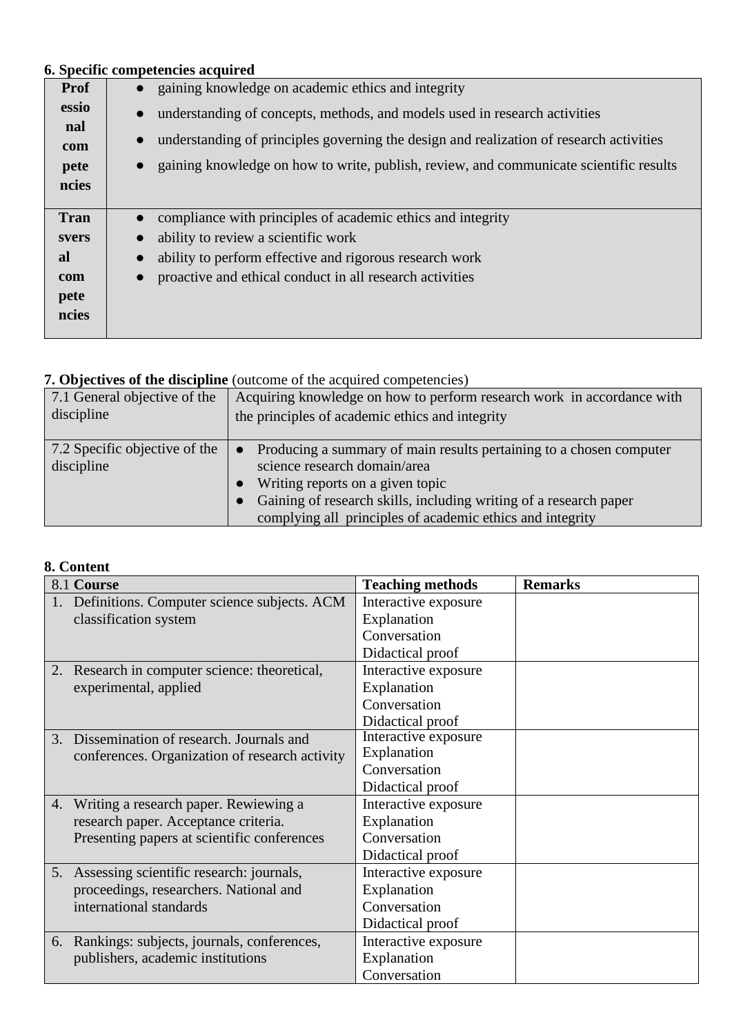**6. Specific competencies acquired**

| | |
|---|---|
| **Professional competencies** | ● gaining knowledge on academic ethics and integrity<br>● understanding of concepts, methods, and models used in research activities<br>● understanding of principles governing the design and realization of research activities<br>● gaining knowledge on how to write, publish, review, and communicate scientific results |
| **Transversal competencies** | ● compliance with principles of academic ethics and integrity<br>● ability to review a scientific work<br>● ability to perform effective and rigorous research work<br>● proactive and ethical conduct in all research activities |

**7. Objectives of the discipline** (outcome of the acquired competencies)

| | |
|---|---|
| 7.1 General objective of the discipline | Acquiring knowledge on how to perform research work in accordance with the principles of academic ethics and integrity |
| 7.2 Specific objective of the discipline | ● Producing a summary of main results pertaining to a chosen computer science research domain/area<br>● Writing reports on a given topic<br>● Gaining of research skills, including writing of a research paper complying all principles of academic ethics and integrity |

**8. Content**

| 8.1 **Course** | **Teaching methods** | **Remarks** |
|---|---|---|
| 1. Definitions. Computer science subjects. ACM classification system | Interactive exposure<br>Explanation<br>Conversation<br>Didactical proof | |
| 2. Research in computer science: theoretical, experimental, applied | Interactive exposure<br>Explanation<br>Conversation<br>Didactical proof | |
| 3. Dissemination of research. Journals and conferences. Organization of research activity | Interactive exposure<br>Explanation<br>Conversation<br>Didactical proof | |
| 4. Writing a research paper. Rewiewing a research paper. Acceptance criteria. Presenting papers at scientific conferences | Interactive exposure<br>Explanation<br>Conversation<br>Didactical proof | |
| 5. Assessing scientific research: journals, proceedings, researchers. National and international standards | Interactive exposure<br>Explanation<br>Conversation<br>Didactical proof | |
| 6. Rankings: subjects, journals, conferences, publishers, academic institutions | Interactive exposure<br>Explanation<br>Conversation | |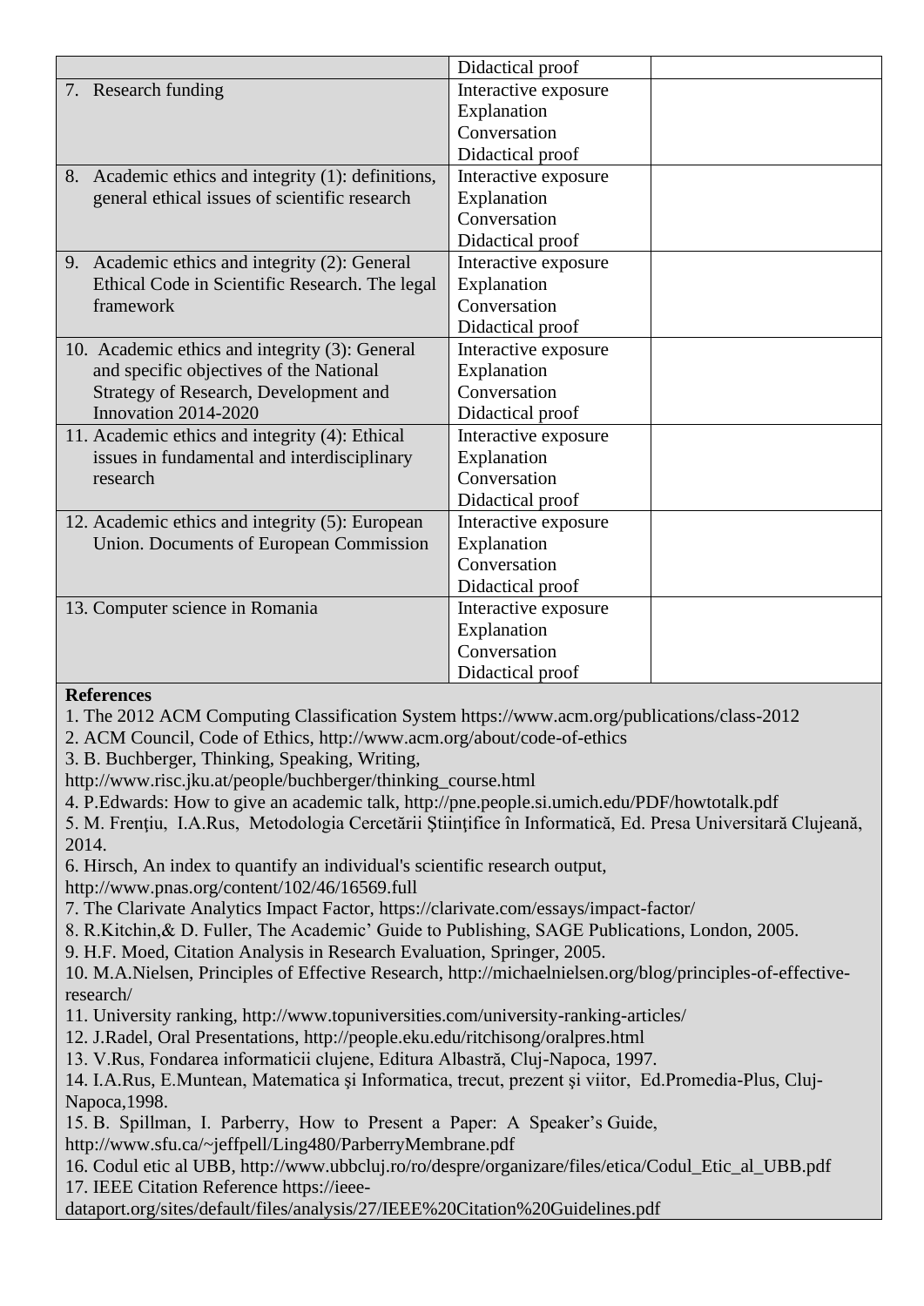| | | |
|---|---|---|
| | Didactical proof | |
| 7. Research funding | Interactive exposure<br>Explanation<br>Conversation<br>Didactical proof | |
| 8. Academic ethics and integrity (1): definitions, general ethical issues of scientific research | Interactive exposure<br>Explanation<br>Conversation<br>Didactical proof | |
| 9. Academic ethics and integrity (2): General Ethical Code in Scientific Research. The legal framework | Interactive exposure<br>Explanation<br>Conversation<br>Didactical proof | |
| 10. Academic ethics and integrity (3): General and specific objectives of the National Strategy of Research, Development and Innovation 2014-2020 | Interactive exposure<br>Explanation<br>Conversation<br>Didactical proof | |
| 11. Academic ethics and integrity (4): Ethical issues in fundamental and interdisciplinary research | Interactive exposure<br>Explanation<br>Conversation<br>Didactical proof | |
| 12. Academic ethics and integrity (5): European Union. Documents of European Commission | Interactive exposure<br>Explanation<br>Conversation<br>Didactical proof | |
| 13. Computer science in Romania | Interactive exposure<br>Explanation<br>Conversation<br>Didactical proof | |

**References**

1. The 2012 ACM Computing Classification System https://www.acm.org/publications/class-2012
2. ACM Council, Code of Ethics, http://www.acm.org/about/code-of-ethics
3. B. Buchberger, Thinking, Speaking, Writing, http://www.risc.jku.at/people/buchberger/thinking_course.html
4. P.Edwards: How to give an academic talk, http://pne.people.si.umich.edu/PDF/howtotalk.pdf
5. M. Frenţiu, I.A.Rus, Metodologia Cercetării Ştiinţifice în Informatică, Ed. Presa Universitară Clujeană, 2014.
6. Hirsch, An index to quantify an individual's scientific research output, http://www.pnas.org/content/102/46/16569.full
7. The Clarivate Analytics Impact Factor, https://clarivate.com/essays/impact-factor/
8. R.Kitchin,& D. Fuller, The Academic' Guide to Publishing, SAGE Publications, London, 2005.
9. H.F. Moed, Citation Analysis in Research Evaluation, Springer, 2005.
10. M.A.Nielsen, Principles of Effective Research, http://michaelnielsen.org/blog/principles-of-effective-research/
11. University ranking, http://www.topuniversities.com/university-ranking-articles/
12. J.Radel, Oral Presentations, http://people.eku.edu/ritchisong/oralpres.html
13. V.Rus, Fondarea informaticii clujene, Editura Albastră, Cluj-Napoca, 1997.
14. I.A.Rus, E.Muntean, Matematica şi Informatica, trecut, prezent şi viitor, Ed.Promedia-Plus, Cluj-Napoca,1998.
15. B. Spillman, I. Parberry, How to Present a Paper: A Speaker's Guide, http://www.sfu.ca/~jeffpell/Ling480/ParberryMembrane.pdf
16. Codul etic al UBB, http://www.ubbcluj.ro/ro/despre/organizare/files/etica/Codul_Etic_al_UBB.pdf
17. IEEE Citation Reference https://ieee-dataport.org/sites/default/files/analysis/27/IEEE%20Citation%20Guidelines.pdf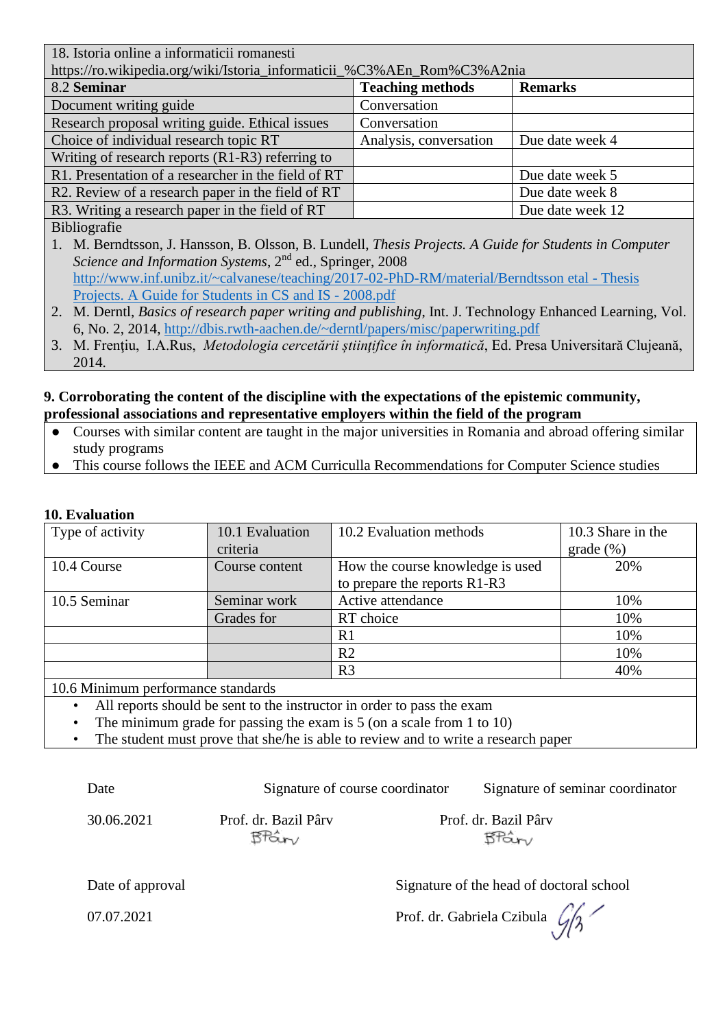| | | |
|---|---|---|
| 18. Istoria online a informaticii romanesti https://ro.wikipedia.org/wiki/Istoria_informaticii_%C3%AEn_Rom%C3%A2nia | | |
| 8.2 **Seminar** | **Teaching methods** | **Remarks** |
| Document writing guide | Conversation | |
| Research proposal writing guide. Ethical issues | Conversation | |
| Choice of individual research topic RT | Analysis, conversation | Due date week 4 |
| Writing of research reports (R1-R3) referring to | | |
| R1. Presentation of a researcher in the field of RT | | Due date week 5 |
| R2. Review of a research paper in the field of RT | | Due date week 8 |
| R3. Writing a research paper in the field of RT | | Due date week 12 |

Bibliografie

1. M. Berndtsson, J. Hansson, B. Olsson, B. Lundell, *Thesis Projects. A Guide for Students in Computer Science and Information Systems*, 2nd ed., Springer, 2008 http://www.inf.unibz.it/~calvanese/teaching/2017-02-PhD-RM/material/Berndtsson etal - Thesis Projects. A Guide for Students in CS and IS - 2008.pdf
2. M. Derntl, *Basics of research paper writing and publishing*, Int. J. Technology Enhanced Learning, Vol. 6, No. 2, 2014, http://dbis.rwth-aachen.de/~derntl/papers/misc/paperwriting.pdf
3. M. Frențiu, I.A.Rus, *Metodologia cercetării științifice în informatică*, Ed. Presa Universitară Clujeană, 2014.

**9. Corroborating the content of the discipline with the expectations of the epistemic community, professional associations and representative employers within the field of the program**

- Courses with similar content are taught in the major universities in Romania and abroad offering similar study programs
- This course follows the IEEE and ACM Curriculla Recommendations for Computer Science studies

**10. Evaluation**

| Type of activity | 10.1 Evaluation criteria | 10.2 Evaluation methods | 10.3 Share in the grade (%) |
|---|---|---|---|
| 10.4 Course | Course content | How the course knowledge is used to prepare the reports R1-R3 | 20% |
| 10.5 Seminar | Seminar work | Active attendance | 10% |
| | Grades for | RT choice | 10% |
| | | R1 | 10% |
| | | R2 | 10% |
| | | R3 | 40% |
| 10.6 Minimum performance standards | | | |

- All reports should be sent to the instructor in order to pass the exam
- The minimum grade for passing the exam is 5 (on a scale from 1 to 10)
- The student must prove that she/he is able to review and to write a research paper

| Date | Signature of course coordinator | Signature of seminar coordinator |
|---|---|---|
| 30.06.2021 | Prof. dr. Bazil Pârv | Prof. dr. Bazil Pârv |

| Date of approval | Signature of the head of doctoral school |
|---|---|
| 07.07.2021 | Prof. dr. Gabriela Czibula |